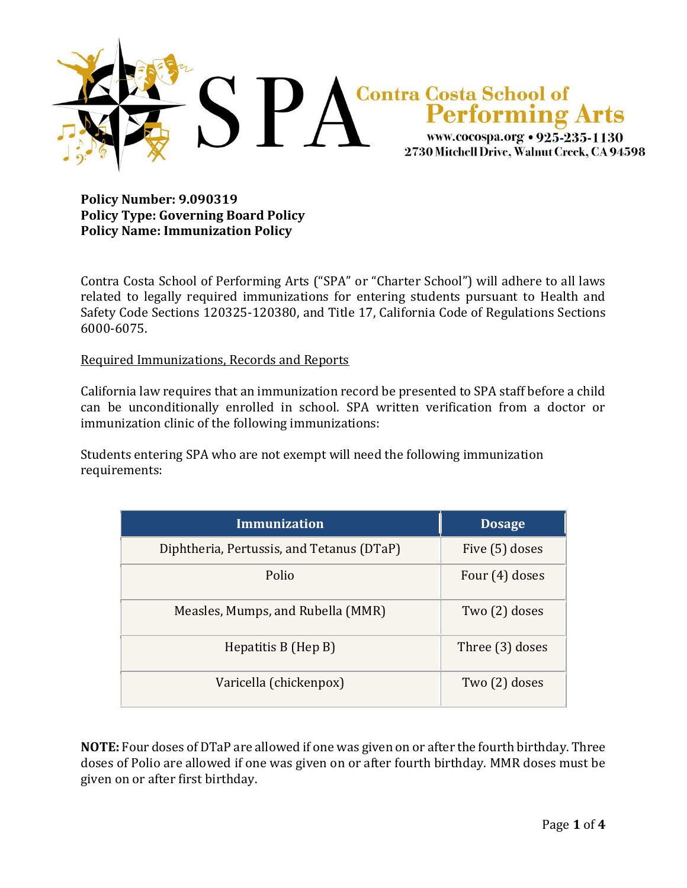SPA Contra Costa School of Performing Arts
www.cocospa.org • 925-235-1130
2730 Mitchell Drive, Walnut Creek, CA 94598

**Policy Number: 9.090319**
**Policy Type: Governing Board Policy**
**Policy Name: Immunization Policy**

Contra Costa School of Performing Arts ("SPA" or "Charter School") will adhere to all laws related to legally required immunizations for entering students pursuant to Health and Safety Code Sections 120325-120380, and Title 17, California Code of Regulations Sections 6000-6075.

Required Immunizations, Records and Reports

California law requires that an immunization record be presented to SPA staff before a child can be unconditionally enrolled in school. SPA written verification from a doctor or immunization clinic of the following immunizations:

Students entering SPA who are not exempt will need the following immunization requirements:

| Immunization | Dosage |
| --- | --- |
| Diphtheria, Pertussis, and Tetanus (DTaP) | Five (5) doses |
| Polio | Four (4) doses |
| Measles, Mumps, and Rubella (MMR) | Two (2) doses |
| Hepatitis B (Hep B) | Three (3) doses |
| Varicella (chickenpox) | Two (2) doses |

**NOTE:** Four doses of DTaP are allowed if one was given on or after the fourth birthday. Three doses of Polio are allowed if one was given on or after fourth birthday. MMR doses must be given on or after first birthday.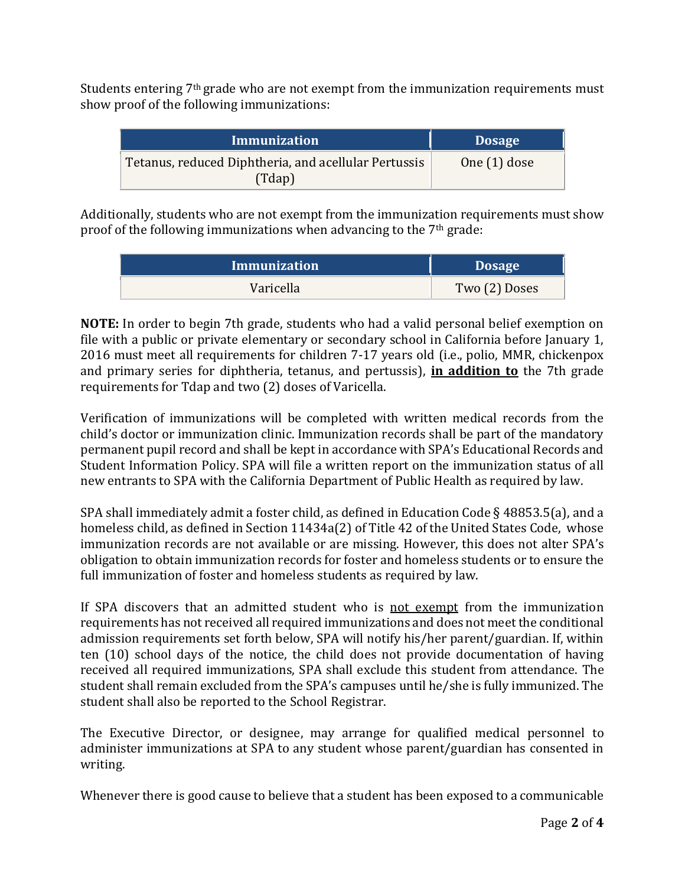Students entering 7th grade who are not exempt from the immunization requirements must show proof of the following immunizations:

| Immunization | Dosage |
|---|---|
| Tetanus, reduced Diphtheria, and acellular Pertussis (Tdap) | One (1) dose |

Additionally, students who are not exempt from the immunization requirements must show proof of the following immunizations when advancing to the 7th grade:

| Immunization | Dosage |
|---|---|
| Varicella | Two (2) Doses |

**NOTE:** In order to begin 7th grade, students who had a valid personal belief exemption on file with a public or private elementary or secondary school in California before January 1, 2016 must meet all requirements for children 7-17 years old (i.e., polio, MMR, chickenpox and primary series for diphtheria, tetanus, and pertussis), **in addition to** the 7th grade requirements for Tdap and two (2) doses of Varicella.

Verification of immunizations will be completed with written medical records from the child's doctor or immunization clinic. Immunization records shall be part of the mandatory permanent pupil record and shall be kept in accordance with SPA's Educational Records and Student Information Policy. SPA will file a written report on the immunization status of all new entrants to SPA with the California Department of Public Health as required by law.

SPA shall immediately admit a foster child, as defined in Education Code § 48853.5(a), and a homeless child, as defined in Section 11434a(2) of Title 42 of the United States Code, whose immunization records are not available or are missing. However, this does not alter SPA's obligation to obtain immunization records for foster and homeless students or to ensure the full immunization of foster and homeless students as required by law.

If SPA discovers that an admitted student who is not exempt from the immunization requirements has not received all required immunizations and does not meet the conditional admission requirements set forth below, SPA will notify his/her parent/guardian. If, within ten (10) school days of the notice, the child does not provide documentation of having received all required immunizations, SPA shall exclude this student from attendance. The student shall remain excluded from the SPA's campuses until he/she is fully immunized. The student shall also be reported to the School Registrar.

The Executive Director, or designee, may arrange for qualified medical personnel to administer immunizations at SPA to any student whose parent/guardian has consented in writing.

Whenever there is good cause to believe that a student has been exposed to a communicable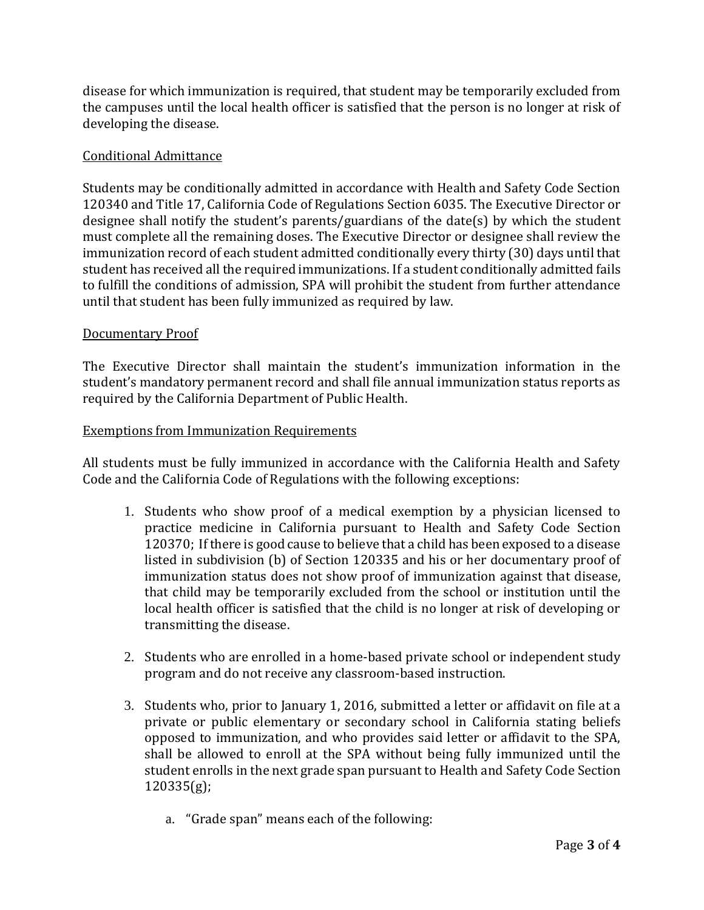disease for which immunization is required, that student may be temporarily excluded from the campuses until the local health officer is satisfied that the person is no longer at risk of developing the disease.

<u>Conditional Admittance</u>

Students may be conditionally admitted in accordance with Health and Safety Code Section 120340 and Title 17, California Code of Regulations Section 6035. The Executive Director or designee shall notify the student's parents/guardians of the date(s) by which the student must complete all the remaining doses. The Executive Director or designee shall review the immunization record of each student admitted conditionally every thirty (30) days until that student has received all the required immunizations. If a student conditionally admitted fails to fulfill the conditions of admission, SPA will prohibit the student from further attendance until that student has been fully immunized as required by law.

<u>Documentary Proof</u>

The Executive Director shall maintain the student's immunization information in the student's mandatory permanent record and shall file annual immunization status reports as required by the California Department of Public Health.

<u>Exemptions from Immunization Requirements</u>

All students must be fully immunized in accordance with the California Health and Safety Code and the California Code of Regulations with the following exceptions:

1. Students who show proof of a medical exemption by a physician licensed to practice medicine in California pursuant to Health and Safety Code Section 120370; If there is good cause to believe that a child has been exposed to a disease listed in subdivision (b) of Section 120335 and his or her documentary proof of immunization status does not show proof of immunization against that disease, that child may be temporarily excluded from the school or institution until the local health officer is satisfied that the child is no longer at risk of developing or transmitting the disease.

2. Students who are enrolled in a home-based private school or independent study program and do not receive any classroom-based instruction.

3. Students who, prior to January 1, 2016, submitted a letter or affidavit on file at a private or public elementary or secondary school in California stating beliefs opposed to immunization, and who provides said letter or affidavit to the SPA, shall be allowed to enroll at the SPA without being fully immunized until the student enrolls in the next grade span pursuant to Health and Safety Code Section 120335(g);

    a. "Grade span" means each of the following: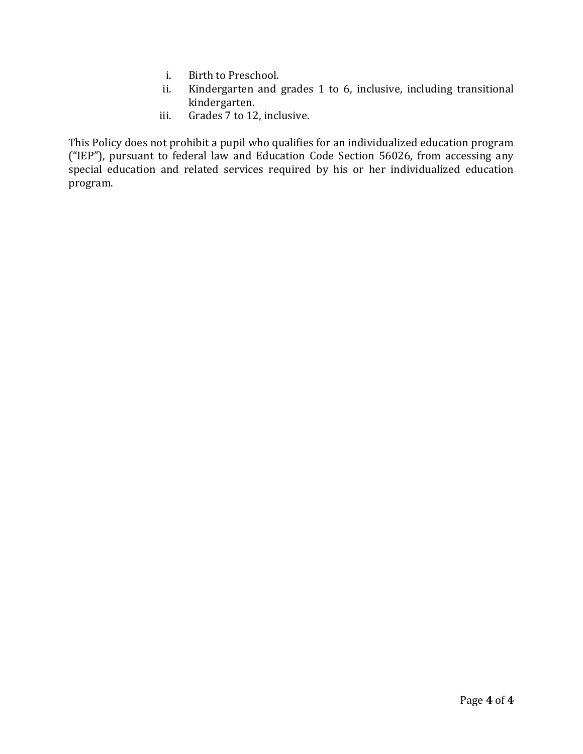i. Birth to Preschool.
ii. Kindergarten and grades 1 to 6, inclusive, including transitional kindergarten.
iii. Grades 7 to 12, inclusive.

This Policy does not prohibit a pupil who qualifies for an individualized education program ("IEP"), pursuant to federal law and Education Code Section 56026, from accessing any special education and related services required by his or her individualized education program.